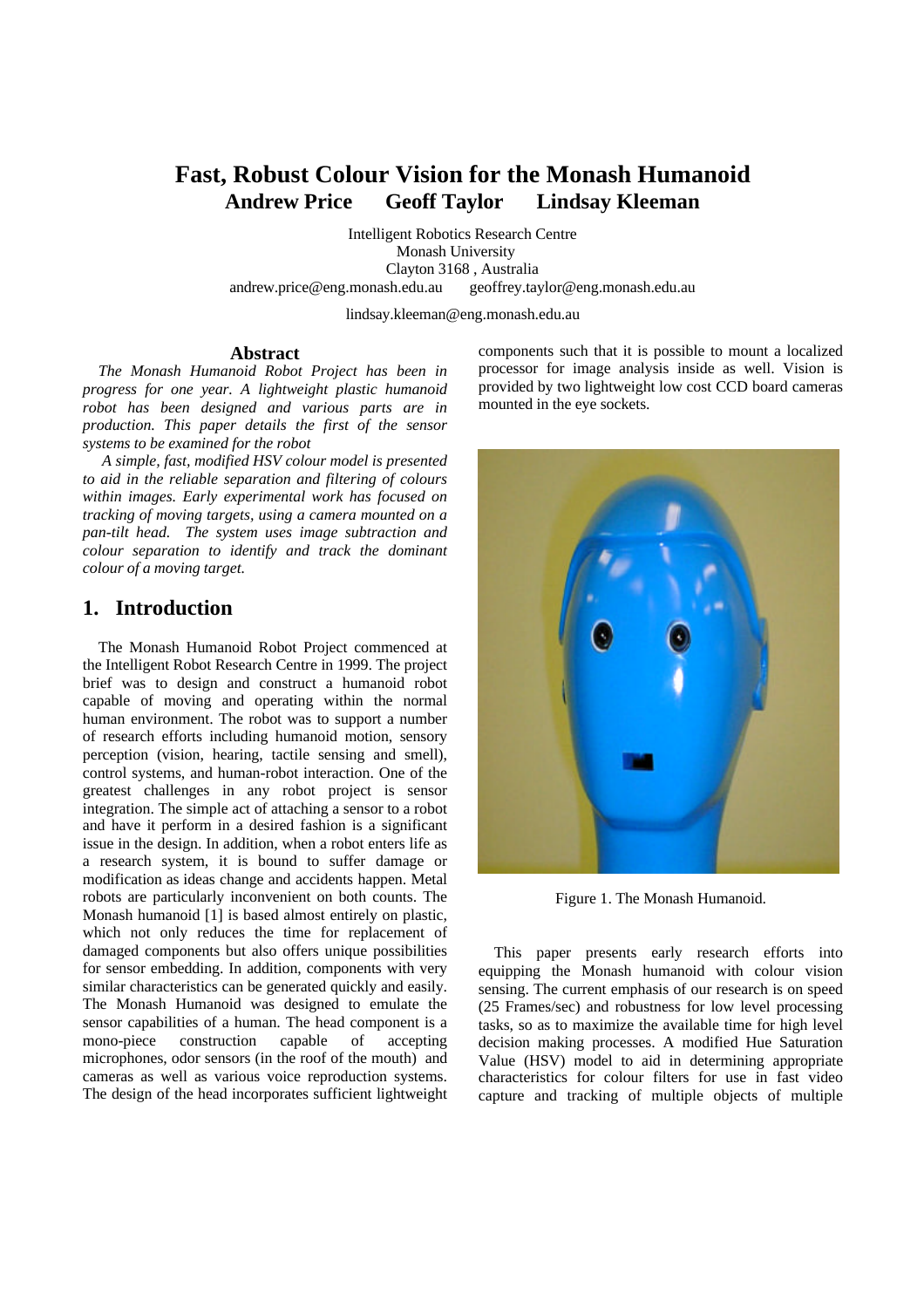# Fast, Robust Colour Vision for the Monash Humanoid

**Andrew Price Geoff Taylor Lindsay Kleeman**

Intelligent Robotics Research Centre
Monash University
Clayton 3168 , Australia
andrew.price@eng.monash.edu.au geoffrey.taylor@eng.monash.edu.au
lindsay.kleeman@eng.monash.edu.au

## Abstract

*The Monash Humanoid Robot Project has been in progress for one year. A lightweight plastic humanoid robot has been designed and various parts are in production. This paper details the first of the sensor systems to be examined for the robot*

*A simple, fast, modified HSV colour model is presented to aid in the reliable separation and filtering of colours within images. Early experimental work has focused on tracking of moving targets, using a camera mounted on a pan-tilt head. The system uses image subtraction and colour separation to identify and track the dominant colour of a moving target.*

## 1. Introduction

The Monash Humanoid Robot Project commenced at the Intelligent Robot Research Centre in 1999. The project brief was to design and construct a humanoid robot capable of moving and operating within the normal human environment. The robot was to support a number of research efforts including humanoid motion, sensory perception (vision, hearing, tactile sensing and smell), control systems, and human-robot interaction. One of the greatest challenges in any robot project is sensor integration. The simple act of attaching a sensor to a robot and have it perform in a desired fashion is a significant issue in the design. In addition, when a robot enters life as a research system, it is bound to suffer damage or modification as ideas change and accidents happen. Metal robots are particularly inconvenient on both counts. The Monash humanoid [1] is based almost entirely on plastic, which not only reduces the time for replacement of damaged components but also offers unique possibilities for sensor embedding. In addition, components with very similar characteristics can be generated quickly and easily. The Monash Humanoid was designed to emulate the sensor capabilities of a human. The head component is a mono-piece construction capable of accepting microphones, odor sensors (in the roof of the mouth) and cameras as well as various voice reproduction systems. The design of the head incorporates sufficient lightweight components such that it is possible to mount a localized processor for image analysis inside as well. Vision is provided by two lightweight low cost CCD board cameras mounted in the eye sockets.

Figure 1. The Monash Humanoid.

This paper presents early research efforts into equipping the Monash humanoid with colour vision sensing. The current emphasis of our research is on speed (25 Frames/sec) and robustness for low level processing tasks, so as to maximize the available time for high level decision making processes. A modified Hue Saturation Value (HSV) model to aid in determining appropriate characteristics for colour filters for use in fast video capture and tracking of multiple objects of multiple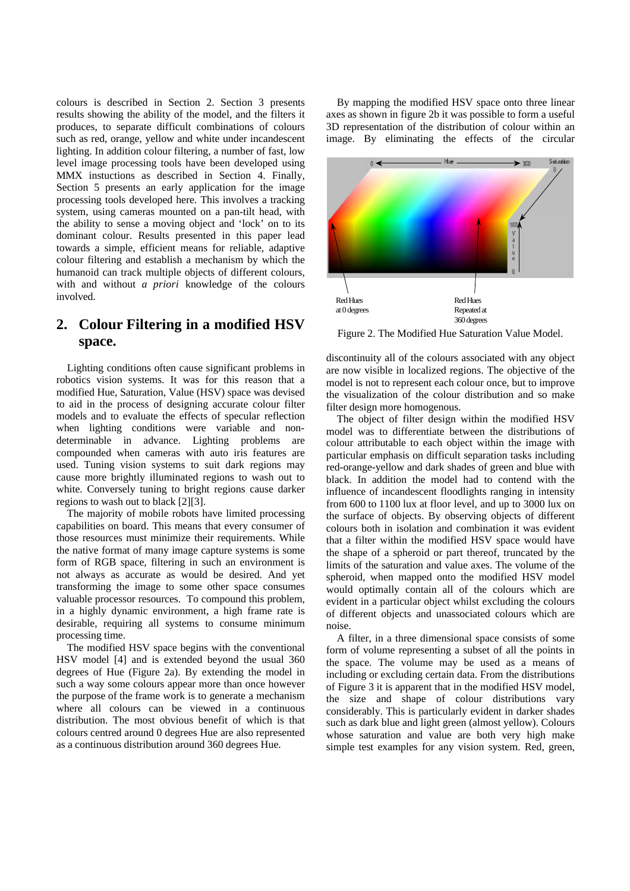colours is described in Section 2. Section 3 presents results showing the ability of the model, and the filters it produces, to separate difficult combinations of colours such as red, orange, yellow and white under incandescent lighting. In addition colour filtering, a number of fast, low level image processing tools have been developed using MMX instuctions as described in Section 4. Finally, Section 5 presents an early application for the image processing tools developed here. This involves a tracking system, using cameras mounted on a pan-tilt head, with the ability to sense a moving object and 'lock' on to its dominant colour. Results presented in this paper lead towards a simple, efficient means for reliable, adaptive colour filtering and establish a mechanism by which the humanoid can track multiple objects of different colours, with and without *a priori* knowledge of the colours involved.

## 2. Colour Filtering in a modified HSV space.

Lighting conditions often cause significant problems in robotics vision systems. It was for this reason that a modified Hue, Saturation, Value (HSV) space was devised to aid in the process of designing accurate colour filter models and to evaluate the effects of specular reflection when lighting conditions were variable and non-determinable in advance. Lighting problems are compounded when cameras with auto iris features are used. Tuning vision systems to suit dark regions may cause more brightly illuminated regions to wash out to white. Conversely tuning to bright regions cause darker regions to wash out to black [2][3].

The majority of mobile robots have limited processing capabilities on board. This means that every consumer of those resources must minimize their requirements. While the native format of many image capture systems is some form of RGB space, filtering in such an environment is not always as accurate as would be desired. And yet transforming the image to some other space consumes valuable processor resources. To compound this problem, in a highly dynamic environment, a high frame rate is desirable, requiring all systems to consume minimum processing time.

The modified HSV space begins with the conventional HSV model [4] and is extended beyond the usual 360 degrees of Hue (Figure 2a). By extending the model in such a way some colours appear more than once however the purpose of the frame work is to generate a mechanism where all colours can be viewed in a continuous distribution. The most obvious benefit of which is that colours centred around 0 degrees Hue are also represented as a continuous distribution around 360 degrees Hue.

By mapping the modified HSV space onto three linear axes as shown in figure 2b it was possible to form a useful 3D representation of the distribution of colour within an image. By eliminating the effects of the circular

Figure 2. The Modified Hue Saturation Value Model.

discontinuity all of the colours associated with any object are now visible in localized regions. The objective of the model is not to represent each colour once, but to improve the visualization of the colour distribution and so make filter design more homogenous.

The object of filter design within the modified HSV model was to differentiate between the distributions of colour attributable to each object within the image with particular emphasis on difficult separation tasks including red-orange-yellow and dark shades of green and blue with black. In addition the model had to contend with the influence of incandescent floodlights ranging in intensity from 600 to 1100 lux at floor level, and up to 3000 lux on the surface of objects. By observing objects of different colours both in isolation and combination it was evident that a filter within the modified HSV space would have the shape of a spheroid or part thereof, truncated by the limits of the saturation and value axes. The volume of the spheroid, when mapped onto the modified HSV model would optimally contain all of the colours which are evident in a particular object whilst excluding the colours of different objects and unassociated colours which are noise.

A filter, in a three dimensional space consists of some form of volume representing a subset of all the points in the space. The volume may be used as a means of including or excluding certain data. From the distributions of Figure 3 it is apparent that in the modified HSV model, the size and shape of colour distributions vary considerably. This is particularly evident in darker shades such as dark blue and light green (almost yellow). Colours whose saturation and value are both very high make simple test examples for any vision system. Red, green,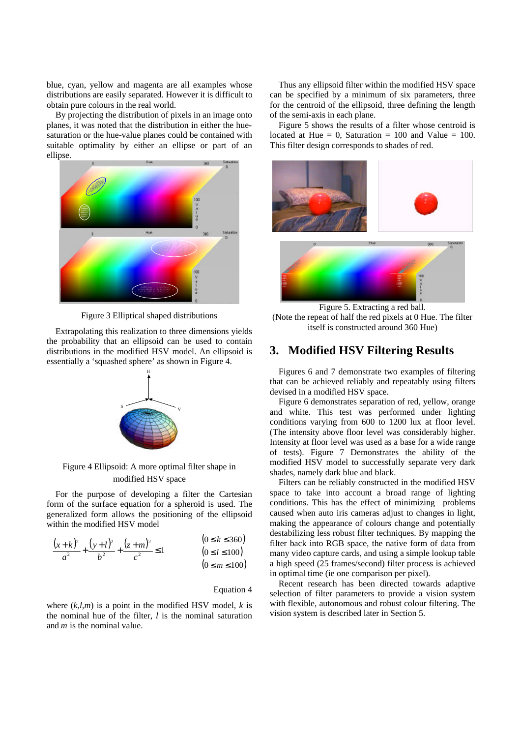blue, cyan, yellow and magenta are all examples whose distributions are easily separated. However it is difficult to obtain pure colours in the real world.

By projecting the distribution of pixels in an image onto planes, it was noted that the distribution in either the hue-saturation or the hue-value planes could be contained with suitable optimality by either an ellipse or part of an ellipse.

Figure 3 Elliptical shaped distributions

Extrapolating this realization to three dimensions yields the probability that an ellipsoid can be used to contain distributions in the modified HSV model. An ellipsoid is essentially a 'squashed sphere' as shown in Figure 4.

Figure 4 Ellipsoid: A more optimal filter shape in modified HSV space

For the purpose of developing a filter the Cartesian form of the surface equation for a spheroid is used. The generalized form allows the positioning of the ellipsoid within the modified HSV model

$$\frac{(x+k)^2}{a^2}+\frac{(y+l)^2}{b^2}+\frac{(z+m)^2}{c^2}\leq 1 \qquad \begin{matrix}(0\leq k\leq 360)\\(0\leq l\leq 100)\\(0\leq m\leq 100)\end{matrix}$$

Equation 4

where $(k,l,m)$ is a point in the modified HSV model, $k$ is the nominal hue of the filter, $l$ is the nominal saturation and $m$ is the nominal value.

Thus any ellipsoid filter within the modified HSV space can be specified by a minimum of six parameters, three for the centroid of the ellipsoid, three defining the length of the semi-axis in each plane.

Figure 5 shows the results of a filter whose centroid is located at Hue = 0, Saturation = 100 and Value = 100. This filter design corresponds to shades of red.

Figure 5. Extracting a red ball.
(Note the repeat of half the red pixels at 0 Hue. The filter itself is constructed around 360 Hue)

## 3. Modified HSV Filtering Results

Figures 6 and 7 demonstrate two examples of filtering that can be achieved reliably and repeatably using filters devised in a modified HSV space.

Figure 6 demonstrates separation of red, yellow, orange and white. This test was performed under lighting conditions varying from 600 to 1200 lux at floor level. (The intensity above floor level was considerably higher. Intensity at floor level was used as a base for a wide range of tests). Figure 7 Demonstrates the ability of the modified HSV model to successfully separate very dark shades, namely dark blue and black.

Filters can be reliably constructed in the modified HSV space to take into account a broad range of lighting conditions. This has the effect of minimizing problems caused when auto iris cameras adjust to changes in light, making the appearance of colours change and potentially destabilizing less robust filter techniques. By mapping the filter back into RGB space, the native form of data from many video capture cards, and using a simple lookup table a high speed (25 frames/second) filter process is achieved in optimal time (ie one comparison per pixel).

Recent research has been directed towards adaptive selection of filter parameters to provide a vision system with flexible, autonomous and robust colour filtering. The vision system is described later in Section 5.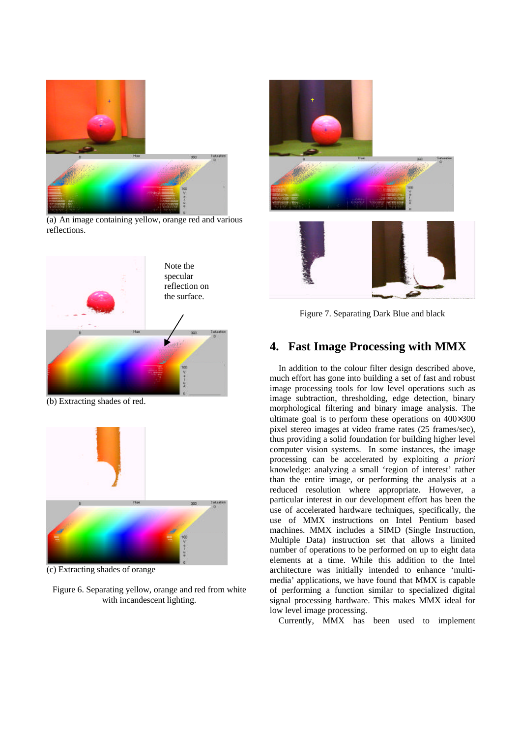(a) An image containing yellow, orange red and various reflections.

Note the specular reflection on the surface.

(b) Extracting shades of red.

(c) Extracting shades of orange

Figure 6. Separating yellow, orange and red from white with incandescent lighting.

Figure 7. Separating Dark Blue and black

## 4. Fast Image Processing with MMX

In addition to the colour filter design described above, much effort has gone into building a set of fast and robust image processing tools for low level operations such as image subtraction, thresholding, edge detection, binary morphological filtering and binary image analysis. The ultimate goal is to perform these operations on 400×300 pixel stereo images at video frame rates (25 frames/sec), thus providing a solid foundation for building higher level computer vision systems. In some instances, the image processing can be accelerated by exploiting *a priori* knowledge: analyzing a small 'region of interest' rather than the entire image, or performing the analysis at a reduced resolution where appropriate. However, a particular interest in our development effort has been the use of accelerated hardware techniques, specifically, the use of MMX instructions on Intel Pentium based machines. MMX includes a SIMD (Single Instruction, Multiple Data) instruction set that allows a limited number of operations to be performed on up to eight data elements at a time. While this addition to the Intel architecture was initially intended to enhance 'multi-media' applications, we have found that MMX is capable of performing a function similar to specialized digital signal processing hardware. This makes MMX ideal for low level image processing.

Currently, MMX has been used to implement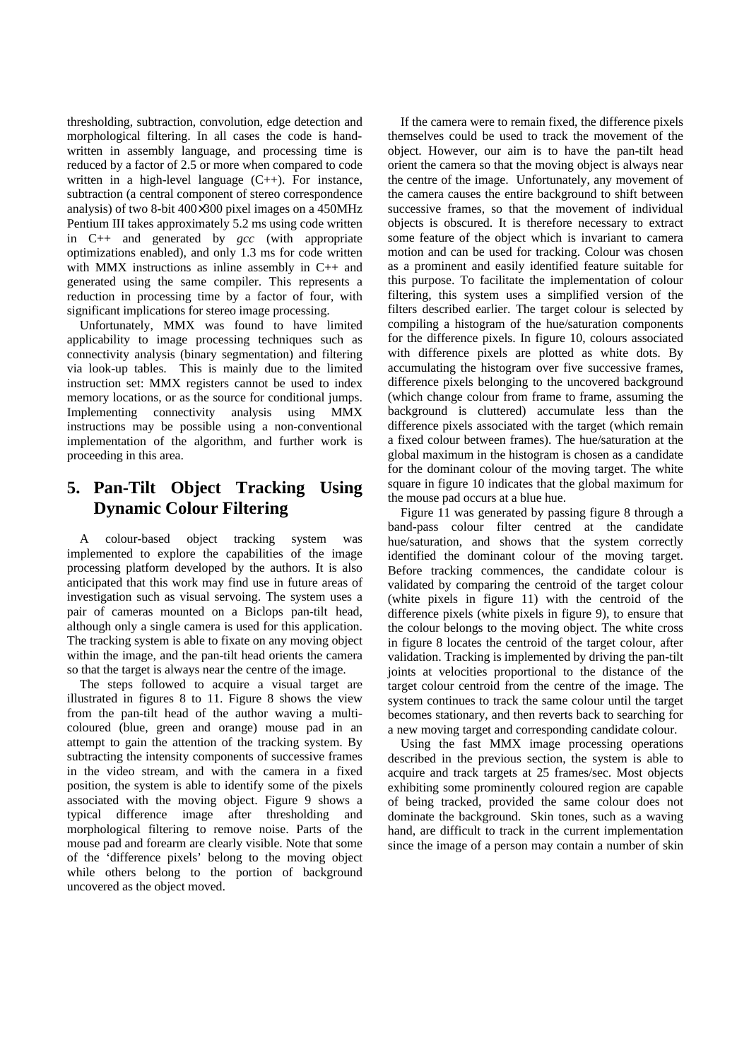thresholding, subtraction, convolution, edge detection and morphological filtering. In all cases the code is hand-written in assembly language, and processing time is reduced by a factor of 2.5 or more when compared to code written in a high-level language (C++). For instance, subtraction (a central component of stereo correspondence analysis) of two 8-bit 400×300 pixel images on a 450MHz Pentium III takes approximately 5.2 ms using code written in C++ and generated by *gcc* (with appropriate optimizations enabled), and only 1.3 ms for code written with MMX instructions as inline assembly in C++ and generated using the same compiler. This represents a reduction in processing time by a factor of four, with significant implications for stereo image processing.

Unfortunately, MMX was found to have limited applicability to image processing techniques such as connectivity analysis (binary segmentation) and filtering via look-up tables. This is mainly due to the limited instruction set: MMX registers cannot be used to index memory locations, or as the source for conditional jumps. Implementing connectivity analysis using MMX instructions may be possible using a non-conventional implementation of the algorithm, and further work is proceeding in this area.

## 5. Pan-Tilt Object Tracking Using Dynamic Colour Filtering

A colour-based object tracking system was implemented to explore the capabilities of the image processing platform developed by the authors. It is also anticipated that this work may find use in future areas of investigation such as visual servoing. The system uses a pair of cameras mounted on a Biclops pan-tilt head, although only a single camera is used for this application. The tracking system is able to fixate on any moving object within the image, and the pan-tilt head orients the camera so that the target is always near the centre of the image.

The steps followed to acquire a visual target are illustrated in figures 8 to 11. Figure 8 shows the view from the pan-tilt head of the author waving a multi-coloured (blue, green and orange) mouse pad in an attempt to gain the attention of the tracking system. By subtracting the intensity components of successive frames in the video stream, and with the camera in a fixed position, the system is able to identify some of the pixels associated with the moving object. Figure 9 shows a typical difference image after thresholding and morphological filtering to remove noise. Parts of the mouse pad and forearm are clearly visible. Note that some of the 'difference pixels' belong to the moving object while others belong to the portion of background uncovered as the object moved.

If the camera were to remain fixed, the difference pixels themselves could be used to track the movement of the object. However, our aim is to have the pan-tilt head orient the camera so that the moving object is always near the centre of the image. Unfortunately, any movement of the camera causes the entire background to shift between successive frames, so that the movement of individual objects is obscured. It is therefore necessary to extract some feature of the object which is invariant to camera motion and can be used for tracking. Colour was chosen as a prominent and easily identified feature suitable for this purpose. To facilitate the implementation of colour filtering, this system uses a simplified version of the filters described earlier. The target colour is selected by compiling a histogram of the hue/saturation components for the difference pixels. In figure 10, colours associated with difference pixels are plotted as white dots. By accumulating the histogram over five successive frames, difference pixels belonging to the uncovered background (which change colour from frame to frame, assuming the background is cluttered) accumulate less than the difference pixels associated with the target (which remain a fixed colour between frames). The hue/saturation at the global maximum in the histogram is chosen as a candidate for the dominant colour of the moving target. The white square in figure 10 indicates that the global maximum for the mouse pad occurs at a blue hue.

Figure 11 was generated by passing figure 8 through a band-pass colour filter centred at the candidate hue/saturation, and shows that the system correctly identified the dominant colour of the moving target. Before tracking commences, the candidate colour is validated by comparing the centroid of the target colour (white pixels in figure 11) with the centroid of the difference pixels (white pixels in figure 9), to ensure that the colour belongs to the moving object. The white cross in figure 8 locates the centroid of the target colour, after validation. Tracking is implemented by driving the pan-tilt joints at velocities proportional to the distance of the target colour centroid from the centre of the image. The system continues to track the same colour until the target becomes stationary, and then reverts back to searching for a new moving target and corresponding candidate colour.

Using the fast MMX image processing operations described in the previous section, the system is able to acquire and track targets at 25 frames/sec. Most objects exhibiting some prominently coloured region are capable of being tracked, provided the same colour does not dominate the background. Skin tones, such as a waving hand, are difficult to track in the current implementation since the image of a person may contain a number of skin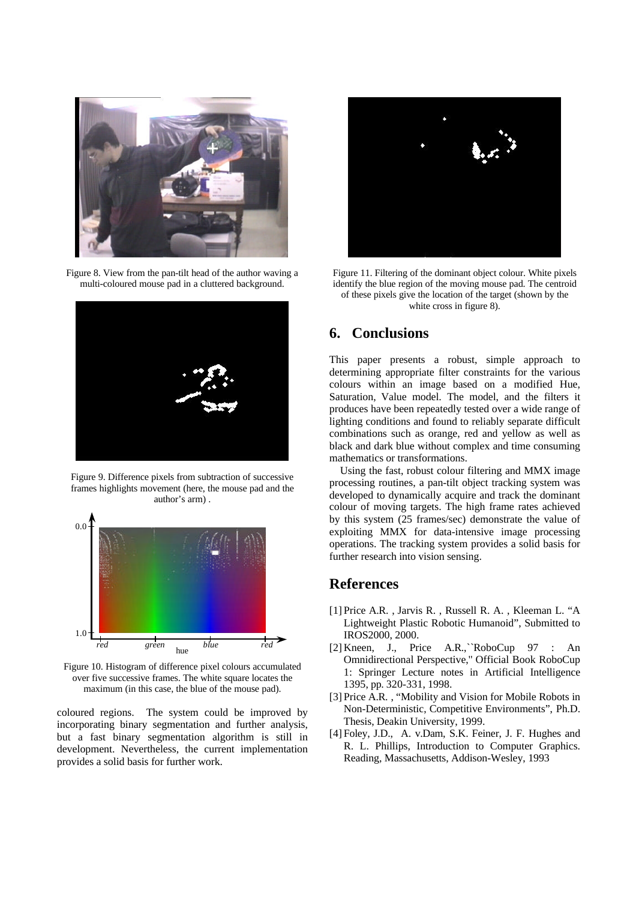Figure 8. View from the pan-tilt head of the author waving a multi-coloured mouse pad in a cluttered background.

Figure 9. Difference pixels from subtraction of successive frames highlights movement (here, the mouse pad and the author's arm) .

0.0

1.0

red

green

hue

blue

red

Figure 10. Histogram of difference pixel colours accumulated over five successive frames. The white square locates the maximum (in this case, the blue of the mouse pad).

coloured regions. The system could be improved by incorporating binary segmentation and further analysis, but a fast binary segmentation algorithm is still in development. Nevertheless, the current implementation provides a solid basis for further work.

Figure 11. Filtering of the dominant object colour. White pixels identify the blue region of the moving mouse pad. The centroid of these pixels give the location of the target (shown by the white cross in figure 8).

## 6. Conclusions

This paper presents a robust, simple approach to determining appropriate filter constraints for the various colours within an image based on a modified Hue, Saturation, Value model. The model, and the filters it produces have been repeatedly tested over a wide range of lighting conditions and found to reliably separate difficult combinations such as orange, red and yellow as well as black and dark blue without complex and time consuming mathematics or transformations.

Using the fast, robust colour filtering and MMX image processing routines, a pan-tilt object tracking system was developed to dynamically acquire and track the dominant colour of moving targets. The high frame rates achieved by this system (25 frames/sec) demonstrate the value of exploiting MMX for data-intensive image processing operations. The tracking system provides a solid basis for further research into vision sensing.

## References

[1] Price A.R. , Jarvis R. , Russell R. A. , Kleeman L. "A Lightweight Plastic Robotic Humanoid", Submitted to IROS2000, 2000.

[2] Kneen, J., Price A.R.,``RoboCup 97 : An Omnidirectional Perspective," Official Book RoboCup 1: Springer Lecture notes in Artificial Intelligence 1395, pp. 320-331, 1998.

[3] Price A.R. , "Mobility and Vision for Mobile Robots in Non-Deterministic, Competitive Environments", Ph.D. Thesis, Deakin University, 1999.

[4] Foley, J.D., A. v.Dam, S.K. Feiner, J. F. Hughes and R. L. Phillips, Introduction to Computer Graphics. Reading, Massachusetts, Addison-Wesley, 1993